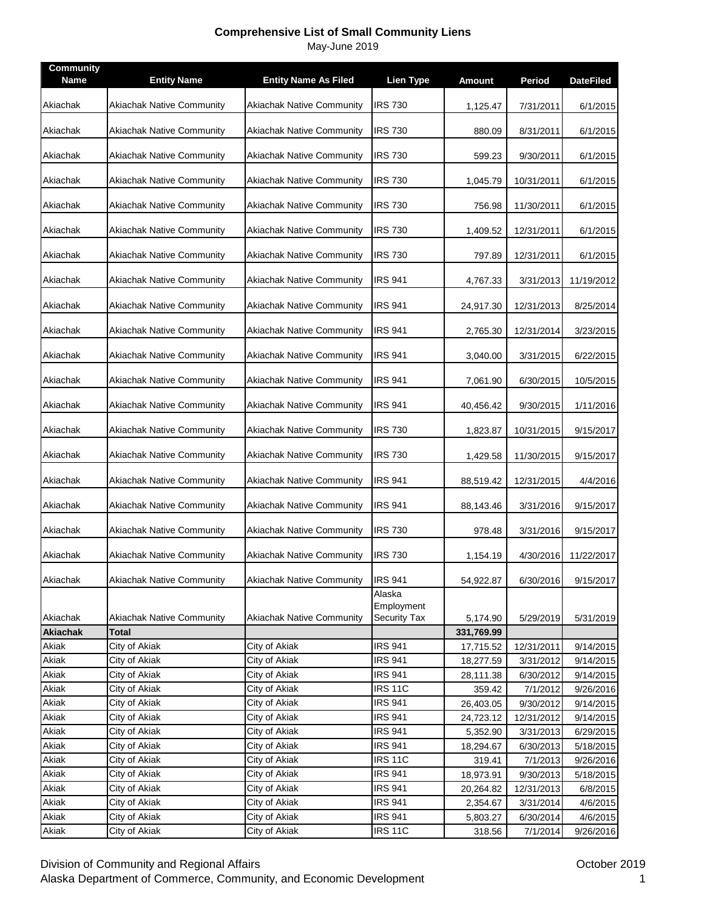# Comprehensive List of Small Community Liens

May-June 2019

| Community Name | Entity Name | Entity Name As Filed | Lien Type | Amount | Period | DateFiled |
|---|---|---|---|---|---|---|
| Akiachak | Akiachak Native Community | Akiachak Native Community | IRS 730 | 1,125.47 | 7/31/2011 | 6/1/2015 |
| Akiachak | Akiachak Native Community | Akiachak Native Community | IRS 730 | 880.09 | 8/31/2011 | 6/1/2015 |
| Akiachak | Akiachak Native Community | Akiachak Native Community | IRS 730 | 599.23 | 9/30/2011 | 6/1/2015 |
| Akiachak | Akiachak Native Community | Akiachak Native Community | IRS 730 | 1,045.79 | 10/31/2011 | 6/1/2015 |
| Akiachak | Akiachak Native Community | Akiachak Native Community | IRS 730 | 756.98 | 11/30/2011 | 6/1/2015 |
| Akiachak | Akiachak Native Community | Akiachak Native Community | IRS 730 | 1,409.52 | 12/31/2011 | 6/1/2015 |
| Akiachak | Akiachak Native Community | Akiachak Native Community | IRS 730 | 797.89 | 12/31/2011 | 6/1/2015 |
| Akiachak | Akiachak Native Community | Akiachak Native Community | IRS 941 | 4,767.33 | 3/31/2013 | 11/19/2012 |
| Akiachak | Akiachak Native Community | Akiachak Native Community | IRS 941 | 24,917.30 | 12/31/2013 | 8/25/2014 |
| Akiachak | Akiachak Native Community | Akiachak Native Community | IRS 941 | 2,765.30 | 12/31/2014 | 3/23/2015 |
| Akiachak | Akiachak Native Community | Akiachak Native Community | IRS 941 | 3,040.00 | 3/31/2015 | 6/22/2015 |
| Akiachak | Akiachak Native Community | Akiachak Native Community | IRS 941 | 7,061.90 | 6/30/2015 | 10/5/2015 |
| Akiachak | Akiachak Native Community | Akiachak Native Community | IRS 941 | 40,456.42 | 9/30/2015 | 1/11/2016 |
| Akiachak | Akiachak Native Community | Akiachak Native Community | IRS 730 | 1,823.87 | 10/31/2015 | 9/15/2017 |
| Akiachak | Akiachak Native Community | Akiachak Native Community | IRS 730 | 1,429.58 | 11/30/2015 | 9/15/2017 |
| Akiachak | Akiachak Native Community | Akiachak Native Community | IRS 941 | 88,519.42 | 12/31/2015 | 4/4/2016 |
| Akiachak | Akiachak Native Community | Akiachak Native Community | IRS 941 | 88,143.46 | 3/31/2016 | 9/15/2017 |
| Akiachak | Akiachak Native Community | Akiachak Native Community | IRS 730 | 978.48 | 3/31/2016 | 9/15/2017 |
| Akiachak | Akiachak Native Community | Akiachak Native Community | IRS 730 | 1,154.19 | 4/30/2016 | 11/22/2017 |
| Akiachak | Akiachak Native Community | Akiachak Native Community | IRS 941 | 54,922.87 | 6/30/2016 | 9/15/2017 |
| Akiachak | Akiachak Native Community | Akiachak Native Community | Alaska Employment Security Tax | 5,174.90 | 5/29/2019 | 5/31/2019 |
| **Akiachak** | **Total** | | | **331,769.99** | | |
| Akiak | City of Akiak | City of Akiak | IRS 941 | 17,715.52 | 12/31/2011 | 9/14/2015 |
| Akiak | City of Akiak | City of Akiak | IRS 941 | 18,277.59 | 3/31/2012 | 9/14/2015 |
| Akiak | City of Akiak | City of Akiak | IRS 941 | 28,111.38 | 6/30/2012 | 9/14/2015 |
| Akiak | City of Akiak | City of Akiak | IRS 11C | 359.42 | 7/1/2012 | 9/26/2016 |
| Akiak | City of Akiak | City of Akiak | IRS 941 | 26,403.05 | 9/30/2012 | 9/14/2015 |
| Akiak | City of Akiak | City of Akiak | IRS 941 | 24,723.12 | 12/31/2012 | 9/14/2015 |
| Akiak | City of Akiak | City of Akiak | IRS 941 | 5,352.90 | 3/31/2013 | 6/29/2015 |
| Akiak | City of Akiak | City of Akiak | IRS 941 | 18,294.67 | 6/30/2013 | 5/18/2015 |
| Akiak | City of Akiak | City of Akiak | IRS 11C | 319.41 | 7/1/2013 | 9/26/2016 |
| Akiak | City of Akiak | City of Akiak | IRS 941 | 18,973.91 | 9/30/2013 | 5/18/2015 |
| Akiak | City of Akiak | City of Akiak | IRS 941 | 20,264.82 | 12/31/2013 | 6/8/2015 |
| Akiak | City of Akiak | City of Akiak | IRS 941 | 2,354.67 | 3/31/2014 | 4/6/2015 |
| Akiak | City of Akiak | City of Akiak | IRS 941 | 5,803.27 | 6/30/2014 | 4/6/2015 |
| Akiak | City of Akiak | City of Akiak | IRS 11C | 318.56 | 7/1/2014 | 9/26/2016 |

Division of Community and Regional Affairs
Alaska Department of Commerce, Community, and Economic Development

October 2019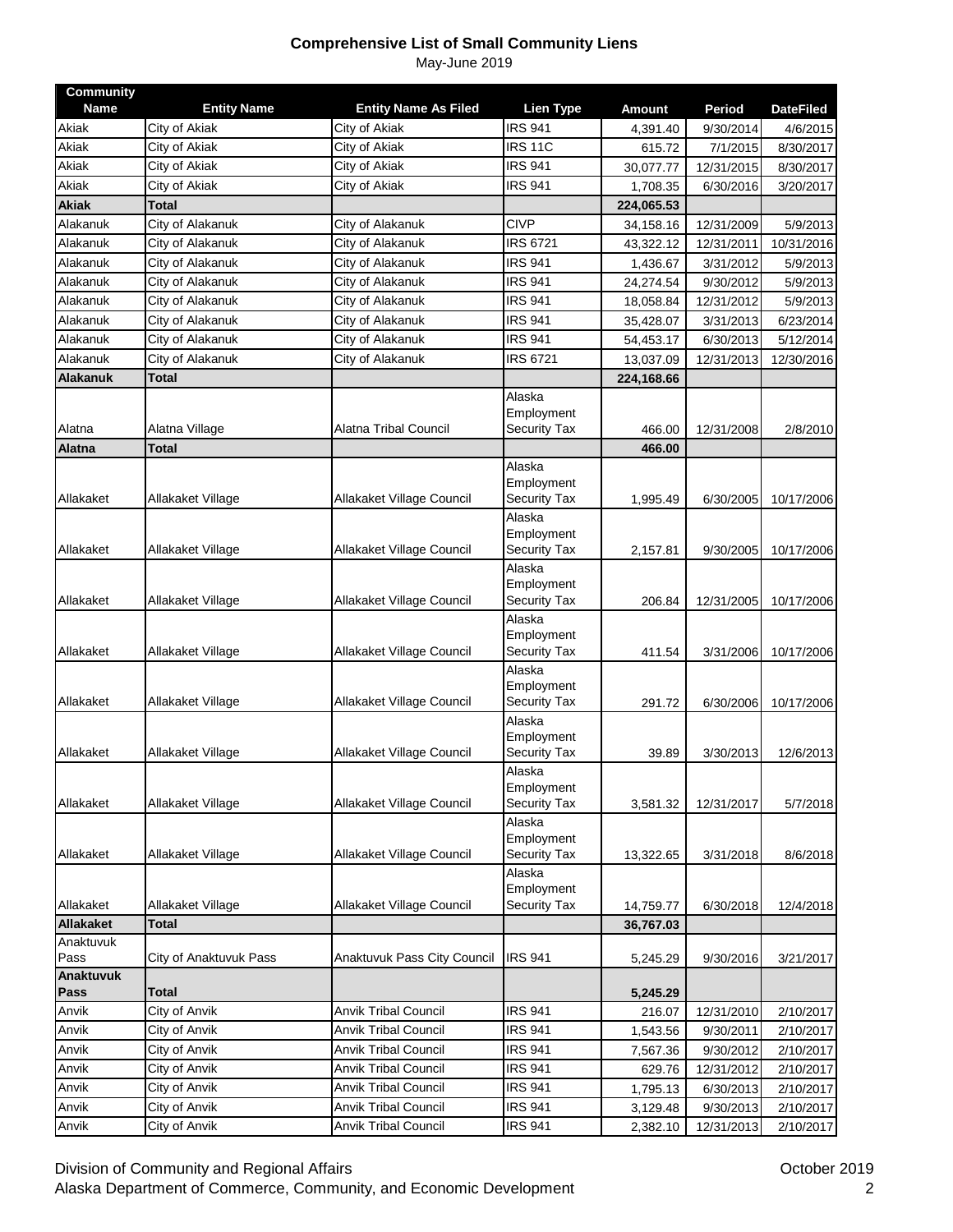**Comprehensive List of Small Community Liens**

May-June 2019

| Community Name | Entity Name | Entity Name As Filed | Lien Type | Amount | Period | DateFiled |
|---|---|---|---|---|---|---|
| Akiak | City of Akiak | City of Akiak | IRS 941 | 4,391.40 | 9/30/2014 | 4/6/2015 |
| Akiak | City of Akiak | City of Akiak | IRS 11C | 615.72 | 7/1/2015 | 8/30/2017 |
| Akiak | City of Akiak | City of Akiak | IRS 941 | 30,077.77 | 12/31/2015 | 8/30/2017 |
| Akiak | City of Akiak | City of Akiak | IRS 941 | 1,708.35 | 6/30/2016 | 3/20/2017 |
| **Akiak** | **Total** | | | **224,065.53** | | |
| Alakanuk | City of Alakanuk | City of Alakanuk | CIVP | 34,158.16 | 12/31/2009 | 5/9/2013 |
| Alakanuk | City of Alakanuk | City of Alakanuk | IRS 6721 | 43,322.12 | 12/31/2011 | 10/31/2016 |
| Alakanuk | City of Alakanuk | City of Alakanuk | IRS 941 | 1,436.67 | 3/31/2012 | 5/9/2013 |
| Alakanuk | City of Alakanuk | City of Alakanuk | IRS 941 | 24,274.54 | 9/30/2012 | 5/9/2013 |
| Alakanuk | City of Alakanuk | City of Alakanuk | IRS 941 | 18,058.84 | 12/31/2012 | 5/9/2013 |
| Alakanuk | City of Alakanuk | City of Alakanuk | IRS 941 | 35,428.07 | 3/31/2013 | 6/23/2014 |
| Alakanuk | City of Alakanuk | City of Alakanuk | IRS 941 | 54,453.17 | 6/30/2013 | 5/12/2014 |
| Alakanuk | City of Alakanuk | City of Alakanuk | IRS 6721 | 13,037.09 | 12/31/2013 | 12/30/2016 |
| **Alakanuk** | **Total** | | | **224,168.66** | | |
| Alatna | Alatna Village | Alatna Tribal Council | Alaska Employment Security Tax | 466.00 | 12/31/2008 | 2/8/2010 |
| **Alatna** | **Total** | | | **466.00** | | |
| Allakaket | Allakaket Village | Allakaket Village Council | Alaska Employment Security Tax | 1,995.49 | 6/30/2005 | 10/17/2006 |
| Allakaket | Allakaket Village | Allakaket Village Council | Alaska Employment Security Tax | 2,157.81 | 9/30/2005 | 10/17/2006 |
| Allakaket | Allakaket Village | Allakaket Village Council | Alaska Employment Security Tax | 206.84 | 12/31/2005 | 10/17/2006 |
| Allakaket | Allakaket Village | Allakaket Village Council | Alaska Employment Security Tax | 411.54 | 3/31/2006 | 10/17/2006 |
| Allakaket | Allakaket Village | Allakaket Village Council | Alaska Employment Security Tax | 291.72 | 6/30/2006 | 10/17/2006 |
| Allakaket | Allakaket Village | Allakaket Village Council | Alaska Employment Security Tax | 39.89 | 3/30/2013 | 12/6/2013 |
| Allakaket | Allakaket Village | Allakaket Village Council | Alaska Employment Security Tax | 3,581.32 | 12/31/2017 | 5/7/2018 |
| Allakaket | Allakaket Village | Allakaket Village Council | Alaska Employment Security Tax | 13,322.65 | 3/31/2018 | 8/6/2018 |
| Allakaket | Allakaket Village | Allakaket Village Council | Alaska Employment Security Tax | 14,759.77 | 6/30/2018 | 12/4/2018 |
| **Allakaket** | **Total** | | | **36,767.03** | | |
| Anaktuvuk Pass | City of Anaktuvuk Pass | Anaktuvuk Pass City Council | IRS 941 | 5,245.29 | 9/30/2016 | 3/21/2017 |
| **Anaktuvuk Pass** | **Total** | | | **5,245.29** | | |
| Anvik | City of Anvik | Anvik Tribal Council | IRS 941 | 216.07 | 12/31/2010 | 2/10/2017 |
| Anvik | City of Anvik | Anvik Tribal Council | IRS 941 | 1,543.56 | 9/30/2011 | 2/10/2017 |
| Anvik | City of Anvik | Anvik Tribal Council | IRS 941 | 7,567.36 | 9/30/2012 | 2/10/2017 |
| Anvik | City of Anvik | Anvik Tribal Council | IRS 941 | 629.76 | 12/31/2012 | 2/10/2017 |
| Anvik | City of Anvik | Anvik Tribal Council | IRS 941 | 1,795.13 | 6/30/2013 | 2/10/2017 |
| Anvik | City of Anvik | Anvik Tribal Council | IRS 941 | 3,129.48 | 9/30/2013 | 2/10/2017 |
| Anvik | City of Anvik | Anvik Tribal Council | IRS 941 | 2,382.10 | 12/31/2013 | 2/10/2017 |

Division of Community and Regional Affairs
Alaska Department of Commerce, Community, and Economic Development

October 2019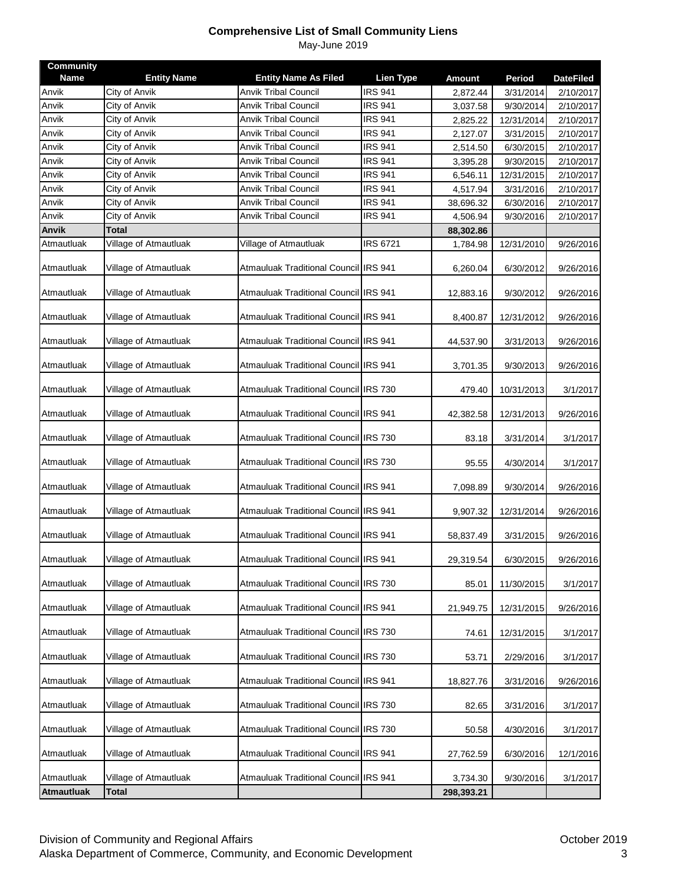# Comprehensive List of Small Community Liens

May-June 2019

| Community Name | Entity Name | Entity Name As Filed | Lien Type | Amount | Period | DateFiled |
|---|---|---|---|---|---|---|
| Anvik | City of Anvik | Anvik Tribal Council | IRS 941 | 2,872.44 | 3/31/2014 | 2/10/2017 |
| Anvik | City of Anvik | Anvik Tribal Council | IRS 941 | 3,037.58 | 9/30/2014 | 2/10/2017 |
| Anvik | City of Anvik | Anvik Tribal Council | IRS 941 | 2,825.22 | 12/31/2014 | 2/10/2017 |
| Anvik | City of Anvik | Anvik Tribal Council | IRS 941 | 2,127.07 | 3/31/2015 | 2/10/2017 |
| Anvik | City of Anvik | Anvik Tribal Council | IRS 941 | 2,514.50 | 6/30/2015 | 2/10/2017 |
| Anvik | City of Anvik | Anvik Tribal Council | IRS 941 | 3,395.28 | 9/30/2015 | 2/10/2017 |
| Anvik | City of Anvik | Anvik Tribal Council | IRS 941 | 6,546.11 | 12/31/2015 | 2/10/2017 |
| Anvik | City of Anvik | Anvik Tribal Council | IRS 941 | 4,517.94 | 3/31/2016 | 2/10/2017 |
| Anvik | City of Anvik | Anvik Tribal Council | IRS 941 | 38,696.32 | 6/30/2016 | 2/10/2017 |
| Anvik | City of Anvik | Anvik Tribal Council | IRS 941 | 4,506.94 | 9/30/2016 | 2/10/2017 |
| **Anvik** | **Total** | | | **88,302.86** | | |
| Atmautluak | Village of Atmautluak | Village of Atmautluak | IRS 6721 | 1,784.98 | 12/31/2010 | 9/26/2016 |
| Atmautluak | Village of Atmautluak | Atmauluak Traditional Council | IRS 941 | 6,260.04 | 6/30/2012 | 9/26/2016 |
| Atmautluak | Village of Atmautluak | Atmauluak Traditional Council | IRS 941 | 12,883.16 | 9/30/2012 | 9/26/2016 |
| Atmautluak | Village of Atmautluak | Atmauluak Traditional Council | IRS 941 | 8,400.87 | 12/31/2012 | 9/26/2016 |
| Atmautluak | Village of Atmautluak | Atmauluak Traditional Council | IRS 941 | 44,537.90 | 3/31/2013 | 9/26/2016 |
| Atmautluak | Village of Atmautluak | Atmauluak Traditional Council | IRS 941 | 3,701.35 | 9/30/2013 | 9/26/2016 |
| Atmautluak | Village of Atmautluak | Atmauluak Traditional Council | IRS 730 | 479.40 | 10/31/2013 | 3/1/2017 |
| Atmautluak | Village of Atmautluak | Atmauluak Traditional Council | IRS 941 | 42,382.58 | 12/31/2013 | 9/26/2016 |
| Atmautluak | Village of Atmautluak | Atmauluak Traditional Council | IRS 730 | 83.18 | 3/31/2014 | 3/1/2017 |
| Atmautluak | Village of Atmautluak | Atmauluak Traditional Council | IRS 730 | 95.55 | 4/30/2014 | 3/1/2017 |
| Atmautluak | Village of Atmautluak | Atmauluak Traditional Council | IRS 941 | 7,098.89 | 9/30/2014 | 9/26/2016 |
| Atmautluak | Village of Atmautluak | Atmauluak Traditional Council | IRS 941 | 9,907.32 | 12/31/2014 | 9/26/2016 |
| Atmautluak | Village of Atmautluak | Atmauluak Traditional Council | IRS 941 | 58,837.49 | 3/31/2015 | 9/26/2016 |
| Atmautluak | Village of Atmautluak | Atmauluak Traditional Council | IRS 941 | 29,319.54 | 6/30/2015 | 9/26/2016 |
| Atmautluak | Village of Atmautluak | Atmauluak Traditional Council | IRS 730 | 85.01 | 11/30/2015 | 3/1/2017 |
| Atmautluak | Village of Atmautluak | Atmauluak Traditional Council | IRS 941 | 21,949.75 | 12/31/2015 | 9/26/2016 |
| Atmautluak | Village of Atmautluak | Atmauluak Traditional Council | IRS 730 | 74.61 | 12/31/2015 | 3/1/2017 |
| Atmautluak | Village of Atmautluak | Atmauluak Traditional Council | IRS 730 | 53.71 | 2/29/2016 | 3/1/2017 |
| Atmautluak | Village of Atmautluak | Atmauluak Traditional Council | IRS 941 | 18,827.76 | 3/31/2016 | 9/26/2016 |
| Atmautluak | Village of Atmautluak | Atmauluak Traditional Council | IRS 730 | 82.65 | 3/31/2016 | 3/1/2017 |
| Atmautluak | Village of Atmautluak | Atmauluak Traditional Council | IRS 730 | 50.58 | 4/30/2016 | 3/1/2017 |
| Atmautluak | Village of Atmautluak | Atmauluak Traditional Council | IRS 941 | 27,762.59 | 6/30/2016 | 12/1/2016 |
| Atmautluak | Village of Atmautluak | Atmauluak Traditional Council | IRS 941 | 3,734.30 | 9/30/2016 | 3/1/2017 |
| **Atmautluak** | **Total** | | | **298,393.21** | | |

Division of Community and Regional Affairs — October 2019
Alaska Department of Commerce, Community, and Economic Development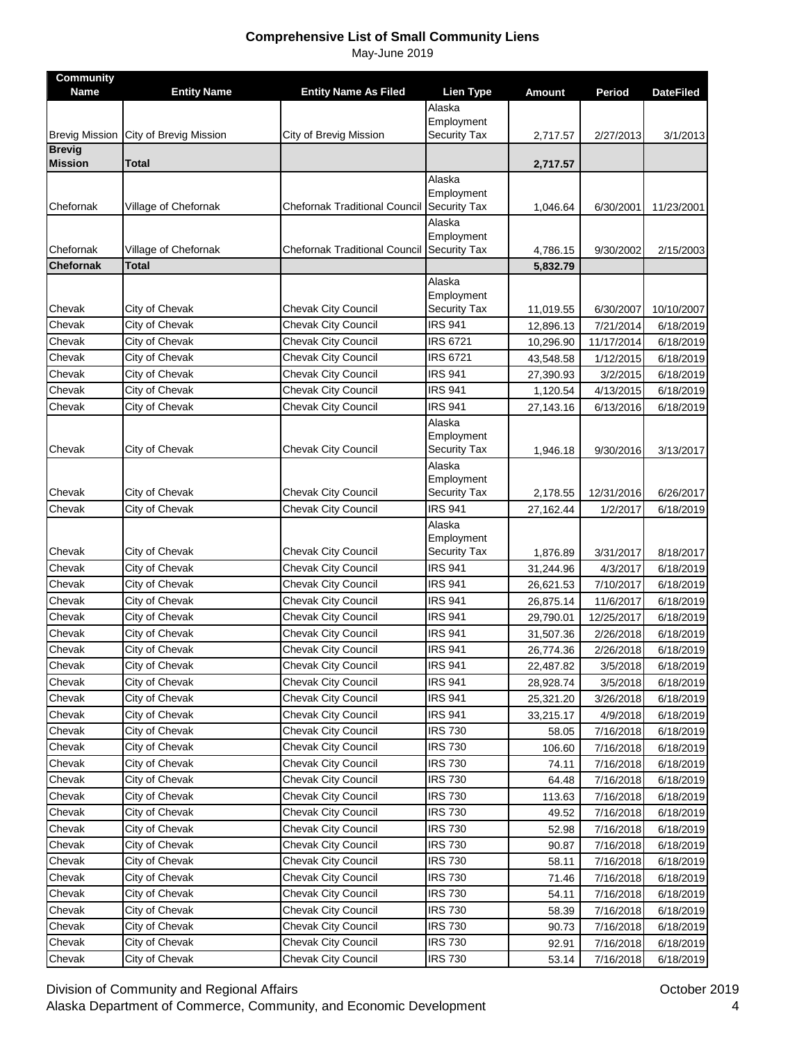## Comprehensive List of Small Community Liens

May-June 2019

| Community Name | Entity Name | Entity Name As Filed | Lien Type | Amount | Period | DateFiled |
|---|---|---|---|---|---|---|
| Brevig Mission | City of Brevig Mission | City of Brevig Mission | Alaska Employment Security Tax | 2,717.57 | 2/27/2013 | 3/1/2013 |
| **Brevig Mission** | **Total** | | | **2,717.57** | | |
| Chefornak | Village of Chefornak | Chefornak Traditional Council | Alaska Employment Security Tax | 1,046.64 | 6/30/2001 | 11/23/2001 |
| Chefornak | Village of Chefornak | Chefornak Traditional Council | Alaska Employment Security Tax | 4,786.15 | 9/30/2002 | 2/15/2003 |
| **Chefornak** | **Total** | | | **5,832.79** | | |
| Chevak | City of Chevak | Chevak City Council | Alaska Employment Security Tax | 11,019.55 | 6/30/2007 | 10/10/2007 |
| Chevak | City of Chevak | Chevak City Council | IRS 941 | 12,896.13 | 7/21/2014 | 6/18/2019 |
| Chevak | City of Chevak | Chevak City Council | IRS 6721 | 10,296.90 | 11/17/2014 | 6/18/2019 |
| Chevak | City of Chevak | Chevak City Council | IRS 6721 | 43,548.58 | 1/12/2015 | 6/18/2019 |
| Chevak | City of Chevak | Chevak City Council | IRS 941 | 27,390.93 | 3/2/2015 | 6/18/2019 |
| Chevak | City of Chevak | Chevak City Council | IRS 941 | 1,120.54 | 4/13/2015 | 6/18/2019 |
| Chevak | City of Chevak | Chevak City Council | IRS 941 | 27,143.16 | 6/13/2016 | 6/18/2019 |
| Chevak | City of Chevak | Chevak City Council | Alaska Employment Security Tax | 1,946.18 | 9/30/2016 | 3/13/2017 |
| Chevak | City of Chevak | Chevak City Council | Alaska Employment Security Tax | 2,178.55 | 12/31/2016 | 6/26/2017 |
| Chevak | City of Chevak | Chevak City Council | IRS 941 | 27,162.44 | 1/2/2017 | 6/18/2019 |
| Chevak | City of Chevak | Chevak City Council | Alaska Employment Security Tax | 1,876.89 | 3/31/2017 | 8/18/2017 |
| Chevak | City of Chevak | Chevak City Council | IRS 941 | 31,244.96 | 4/3/2017 | 6/18/2019 |
| Chevak | City of Chevak | Chevak City Council | IRS 941 | 26,621.53 | 7/10/2017 | 6/18/2019 |
| Chevak | City of Chevak | Chevak City Council | IRS 941 | 26,875.14 | 11/6/2017 | 6/18/2019 |
| Chevak | City of Chevak | Chevak City Council | IRS 941 | 29,790.01 | 12/25/2017 | 6/18/2019 |
| Chevak | City of Chevak | Chevak City Council | IRS 941 | 31,507.36 | 2/26/2018 | 6/18/2019 |
| Chevak | City of Chevak | Chevak City Council | IRS 941 | 26,774.36 | 2/26/2018 | 6/18/2019 |
| Chevak | City of Chevak | Chevak City Council | IRS 941 | 22,487.82 | 3/5/2018 | 6/18/2019 |
| Chevak | City of Chevak | Chevak City Council | IRS 941 | 28,928.74 | 3/5/2018 | 6/18/2019 |
| Chevak | City of Chevak | Chevak City Council | IRS 941 | 25,321.20 | 3/26/2018 | 6/18/2019 |
| Chevak | City of Chevak | Chevak City Council | IRS 941 | 33,215.17 | 4/9/2018 | 6/18/2019 |
| Chevak | City of Chevak | Chevak City Council | IRS 730 | 58.05 | 7/16/2018 | 6/18/2019 |
| Chevak | City of Chevak | Chevak City Council | IRS 730 | 106.60 | 7/16/2018 | 6/18/2019 |
| Chevak | City of Chevak | Chevak City Council | IRS 730 | 74.11 | 7/16/2018 | 6/18/2019 |
| Chevak | City of Chevak | Chevak City Council | IRS 730 | 64.48 | 7/16/2018 | 6/18/2019 |
| Chevak | City of Chevak | Chevak City Council | IRS 730 | 113.63 | 7/16/2018 | 6/18/2019 |
| Chevak | City of Chevak | Chevak City Council | IRS 730 | 49.52 | 7/16/2018 | 6/18/2019 |
| Chevak | City of Chevak | Chevak City Council | IRS 730 | 52.98 | 7/16/2018 | 6/18/2019 |
| Chevak | City of Chevak | Chevak City Council | IRS 730 | 90.87 | 7/16/2018 | 6/18/2019 |
| Chevak | City of Chevak | Chevak City Council | IRS 730 | 58.11 | 7/16/2018 | 6/18/2019 |
| Chevak | City of Chevak | Chevak City Council | IRS 730 | 71.46 | 7/16/2018 | 6/18/2019 |
| Chevak | City of Chevak | Chevak City Council | IRS 730 | 54.11 | 7/16/2018 | 6/18/2019 |
| Chevak | City of Chevak | Chevak City Council | IRS 730 | 58.39 | 7/16/2018 | 6/18/2019 |
| Chevak | City of Chevak | Chevak City Council | IRS 730 | 90.73 | 7/16/2018 | 6/18/2019 |
| Chevak | City of Chevak | Chevak City Council | IRS 730 | 92.91 | 7/16/2018 | 6/18/2019 |
| Chevak | City of Chevak | Chevak City Council | IRS 730 | 53.14 | 7/16/2018 | 6/18/2019 |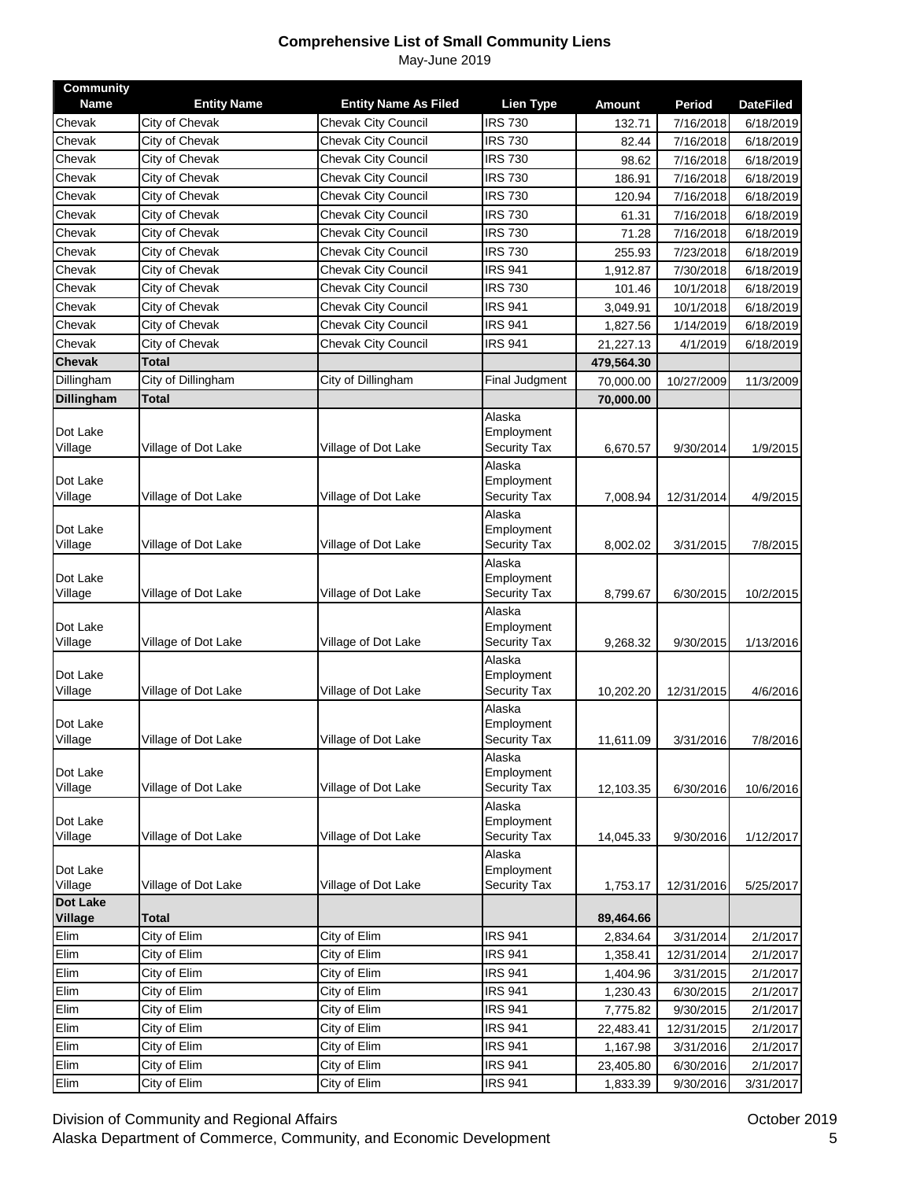## Comprehensive List of Small Community Liens

May-June 2019

| Community Name | Entity Name | Entity Name As Filed | Lien Type | Amount | Period | DateFiled |
|---|---|---|---|---|---|---|
| Chevak | City of Chevak | Chevak City Council | IRS 730 | 132.71 | 7/16/2018 | 6/18/2019 |
| Chevak | City of Chevak | Chevak City Council | IRS 730 | 82.44 | 7/16/2018 | 6/18/2019 |
| Chevak | City of Chevak | Chevak City Council | IRS 730 | 98.62 | 7/16/2018 | 6/18/2019 |
| Chevak | City of Chevak | Chevak City Council | IRS 730 | 186.91 | 7/16/2018 | 6/18/2019 |
| Chevak | City of Chevak | Chevak City Council | IRS 730 | 120.94 | 7/16/2018 | 6/18/2019 |
| Chevak | City of Chevak | Chevak City Council | IRS 730 | 61.31 | 7/16/2018 | 6/18/2019 |
| Chevak | City of Chevak | Chevak City Council | IRS 730 | 71.28 | 7/16/2018 | 6/18/2019 |
| Chevak | City of Chevak | Chevak City Council | IRS 730 | 255.93 | 7/23/2018 | 6/18/2019 |
| Chevak | City of Chevak | Chevak City Council | IRS 941 | 1,912.87 | 7/30/2018 | 6/18/2019 |
| Chevak | City of Chevak | Chevak City Council | IRS 730 | 101.46 | 10/1/2018 | 6/18/2019 |
| Chevak | City of Chevak | Chevak City Council | IRS 941 | 3,049.91 | 10/1/2018 | 6/18/2019 |
| Chevak | City of Chevak | Chevak City Council | IRS 941 | 1,827.56 | 1/14/2019 | 6/18/2019 |
| Chevak | City of Chevak | Chevak City Council | IRS 941 | 21,227.13 | 4/1/2019 | 6/18/2019 |
| **Chevak** | **Total** | | | **479,564.30** | | |
| Dillingham | City of Dillingham | City of Dillingham | Final Judgment | 70,000.00 | 10/27/2009 | 11/3/2009 |
| **Dillingham** | **Total** | | | **70,000.00** | | |
| Dot Lake Village | Village of Dot Lake | Village of Dot Lake | Alaska Employment Security Tax | 6,670.57 | 9/30/2014 | 1/9/2015 |
| Dot Lake Village | Village of Dot Lake | Village of Dot Lake | Alaska Employment Security Tax | 7,008.94 | 12/31/2014 | 4/9/2015 |
| Dot Lake Village | Village of Dot Lake | Village of Dot Lake | Alaska Employment Security Tax | 8,002.02 | 3/31/2015 | 7/8/2015 |
| Dot Lake Village | Village of Dot Lake | Village of Dot Lake | Alaska Employment Security Tax | 8,799.67 | 6/30/2015 | 10/2/2015 |
| Dot Lake Village | Village of Dot Lake | Village of Dot Lake | Alaska Employment Security Tax | 9,268.32 | 9/30/2015 | 1/13/2016 |
| Dot Lake Village | Village of Dot Lake | Village of Dot Lake | Alaska Employment Security Tax | 10,202.20 | 12/31/2015 | 4/6/2016 |
| Dot Lake Village | Village of Dot Lake | Village of Dot Lake | Alaska Employment Security Tax | 11,611.09 | 3/31/2016 | 7/8/2016 |
| Dot Lake Village | Village of Dot Lake | Village of Dot Lake | Alaska Employment Security Tax | 12,103.35 | 6/30/2016 | 10/6/2016 |
| Dot Lake Village | Village of Dot Lake | Village of Dot Lake | Alaska Employment Security Tax | 14,045.33 | 9/30/2016 | 1/12/2017 |
| Dot Lake Village | Village of Dot Lake | Village of Dot Lake | Alaska Employment Security Tax | 1,753.17 | 12/31/2016 | 5/25/2017 |
| **Dot Lake Village** | **Total** | | | **89,464.66** | | |
| Elim | City of Elim | City of Elim | IRS 941 | 2,834.64 | 3/31/2014 | 2/1/2017 |
| Elim | City of Elim | City of Elim | IRS 941 | 1,358.41 | 12/31/2014 | 2/1/2017 |
| Elim | City of Elim | City of Elim | IRS 941 | 1,404.96 | 3/31/2015 | 2/1/2017 |
| Elim | City of Elim | City of Elim | IRS 941 | 1,230.43 | 6/30/2015 | 2/1/2017 |
| Elim | City of Elim | City of Elim | IRS 941 | 7,775.82 | 9/30/2015 | 2/1/2017 |
| Elim | City of Elim | City of Elim | IRS 941 | 22,483.41 | 12/31/2015 | 2/1/2017 |
| Elim | City of Elim | City of Elim | IRS 941 | 1,167.98 | 3/31/2016 | 2/1/2017 |
| Elim | City of Elim | City of Elim | IRS 941 | 23,405.80 | 6/30/2016 | 2/1/2017 |
| Elim | City of Elim | City of Elim | IRS 941 | 1,833.39 | 9/30/2016 | 3/31/2017 |

Division of Community and Regional Affairs — October 2019
Alaska Department of Commerce, Community, and Economic Development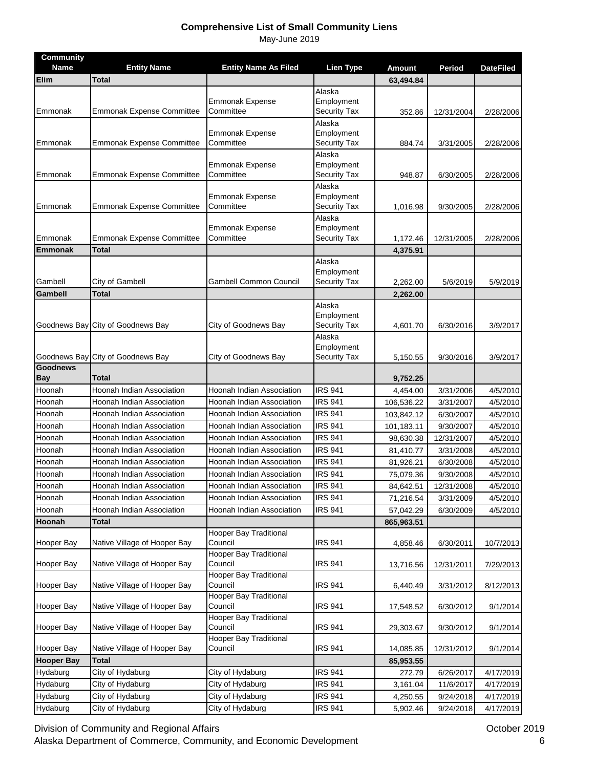**Comprehensive List of Small Community Liens**

May-June 2019

| Community Name | Entity Name | Entity Name As Filed | Lien Type | Amount | Period | DateFiled |
|---|---|---|---|---|---|---|
| **Elim** | **Total** | | | **63,494.84** | | |
| Emmonak | Emmonak Expense Committee | Emmonak Expense Committee | Alaska Employment Security Tax | 352.86 | 12/31/2004 | 2/28/2006 |
| Emmonak | Emmonak Expense Committee | Emmonak Expense Committee | Alaska Employment Security Tax | 884.74 | 3/31/2005 | 2/28/2006 |
| Emmonak | Emmonak Expense Committee | Emmonak Expense Committee | Alaska Employment Security Tax | 948.87 | 6/30/2005 | 2/28/2006 |
| Emmonak | Emmonak Expense Committee | Emmonak Expense Committee | Alaska Employment Security Tax | 1,016.98 | 9/30/2005 | 2/28/2006 |
| Emmonak | Emmonak Expense Committee | Emmonak Expense Committee | Alaska Employment Security Tax | 1,172.46 | 12/31/2005 | 2/28/2006 |
| **Emmonak** | **Total** | | | **4,375.91** | | |
| Gambell | City of Gambell | Gambell Common Council | Alaska Employment Security Tax | 2,262.00 | 5/6/2019 | 5/9/2019 |
| **Gambell** | **Total** | | | **2,262.00** | | |
| Goodnews Bay | City of Goodnews Bay | City of Goodnews Bay | Alaska Employment Security Tax | 4,601.70 | 6/30/2016 | 3/9/2017 |
| Goodnews Bay | City of Goodnews Bay | City of Goodnews Bay | Alaska Employment Security Tax | 5,150.55 | 9/30/2016 | 3/9/2017 |
| **Goodnews Bay** | **Total** | | | **9,752.25** | | |
| Hoonah | Hoonah Indian Association | Hoonah Indian Association | IRS 941 | 4,454.00 | 3/31/2006 | 4/5/2010 |
| Hoonah | Hoonah Indian Association | Hoonah Indian Association | IRS 941 | 106,536.22 | 3/31/2007 | 4/5/2010 |
| Hoonah | Hoonah Indian Association | Hoonah Indian Association | IRS 941 | 103,842.12 | 6/30/2007 | 4/5/2010 |
| Hoonah | Hoonah Indian Association | Hoonah Indian Association | IRS 941 | 101,183.11 | 9/30/2007 | 4/5/2010 |
| Hoonah | Hoonah Indian Association | Hoonah Indian Association | IRS 941 | 98,630.38 | 12/31/2007 | 4/5/2010 |
| Hoonah | Hoonah Indian Association | Hoonah Indian Association | IRS 941 | 81,410.77 | 3/31/2008 | 4/5/2010 |
| Hoonah | Hoonah Indian Association | Hoonah Indian Association | IRS 941 | 81,926.21 | 6/30/2008 | 4/5/2010 |
| Hoonah | Hoonah Indian Association | Hoonah Indian Association | IRS 941 | 75,079.36 | 9/30/2008 | 4/5/2010 |
| Hoonah | Hoonah Indian Association | Hoonah Indian Association | IRS 941 | 84,642.51 | 12/31/2008 | 4/5/2010 |
| Hoonah | Hoonah Indian Association | Hoonah Indian Association | IRS 941 | 71,216.54 | 3/31/2009 | 4/5/2010 |
| Hoonah | Hoonah Indian Association | Hoonah Indian Association | IRS 941 | 57,042.29 | 6/30/2009 | 4/5/2010 |
| **Hoonah** | **Total** | | | **865,963.51** | | |
| Hooper Bay | Native Village of Hooper Bay | Hooper Bay Traditional Council | IRS 941 | 4,858.46 | 6/30/2011 | 10/7/2013 |
| Hooper Bay | Native Village of Hooper Bay | Hooper Bay Traditional Council | IRS 941 | 13,716.56 | 12/31/2011 | 7/29/2013 |
| Hooper Bay | Native Village of Hooper Bay | Hooper Bay Traditional Council | IRS 941 | 6,440.49 | 3/31/2012 | 8/12/2013 |
| Hooper Bay | Native Village of Hooper Bay | Hooper Bay Traditional Council | IRS 941 | 17,548.52 | 6/30/2012 | 9/1/2014 |
| Hooper Bay | Native Village of Hooper Bay | Hooper Bay Traditional Council | IRS 941 | 29,303.67 | 9/30/2012 | 9/1/2014 |
| Hooper Bay | Native Village of Hooper Bay | Hooper Bay Traditional Council | IRS 941 | 14,085.85 | 12/31/2012 | 9/1/2014 |
| **Hooper Bay** | **Total** | | | **85,953.55** | | |
| Hydaburg | City of Hydaburg | City of Hydaburg | IRS 941 | 272.79 | 6/26/2017 | 4/17/2019 |
| Hydaburg | City of Hydaburg | City of Hydaburg | IRS 941 | 3,161.04 | 11/6/2017 | 4/17/2019 |
| Hydaburg | City of Hydaburg | City of Hydaburg | IRS 941 | 4,250.55 | 9/24/2018 | 4/17/2019 |
| Hydaburg | City of Hydaburg | City of Hydaburg | IRS 941 | 5,902.46 | 9/24/2018 | 4/17/2019 |

Division of Community and Regional Affairs
Alaska Department of Commerce, Community, and Economic Development

October 2019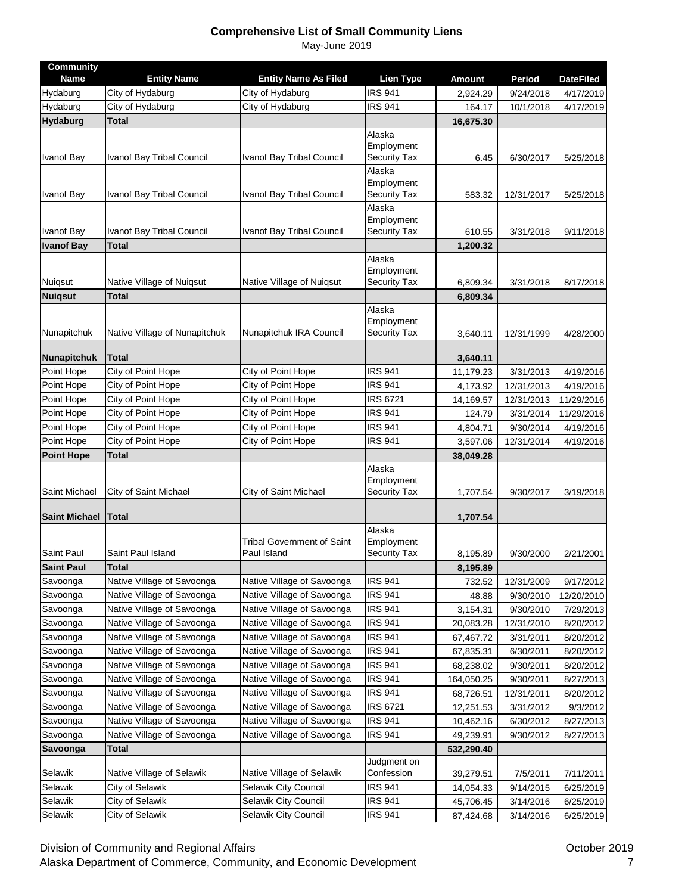# Comprehensive List of Small Community Liens

May-June 2019

| Community Name | Entity Name | Entity Name As Filed | Lien Type | Amount | Period | DateFiled |
|---|---|---|---|---|---|---|
| Hydaburg | City of Hydaburg | City of Hydaburg | IRS 941 | 2,924.29 | 9/24/2018 | 4/17/2019 |
| Hydaburg | City of Hydaburg | City of Hydaburg | IRS 941 | 164.17 | 10/1/2018 | 4/17/2019 |
| **Hydaburg** | **Total** | | | **16,675.30** | | |
| Ivanof Bay | Ivanof Bay Tribal Council | Ivanof Bay Tribal Council | Alaska Employment Security Tax | 6.45 | 6/30/2017 | 5/25/2018 |
| Ivanof Bay | Ivanof Bay Tribal Council | Ivanof Bay Tribal Council | Alaska Employment Security Tax | 583.32 | 12/31/2017 | 5/25/2018 |
| Ivanof Bay | Ivanof Bay Tribal Council | Ivanof Bay Tribal Council | Alaska Employment Security Tax | 610.55 | 3/31/2018 | 9/11/2018 |
| **Ivanof Bay** | **Total** | | | **1,200.32** | | |
| Nuiqsut | Native Village of Nuiqsut | Native Village of Nuiqsut | Alaska Employment Security Tax | 6,809.34 | 3/31/2018 | 8/17/2018 |
| **Nuiqsut** | **Total** | | | **6,809.34** | | |
| Nunapitchuk | Native Village of Nunapitchuk | Nunapitchuk IRA Council | Alaska Employment Security Tax | 3,640.11 | 12/31/1999 | 4/28/2000 |
| **Nunapitchuk** | **Total** | | | **3,640.11** | | |
| Point Hope | City of Point Hope | City of Point Hope | IRS 941 | 11,179.23 | 3/31/2013 | 4/19/2016 |
| Point Hope | City of Point Hope | City of Point Hope | IRS 941 | 4,173.92 | 12/31/2013 | 4/19/2016 |
| Point Hope | City of Point Hope | City of Point Hope | IRS 6721 | 14,169.57 | 12/31/2013 | 11/29/2016 |
| Point Hope | City of Point Hope | City of Point Hope | IRS 941 | 124.79 | 3/31/2014 | 11/29/2016 |
| Point Hope | City of Point Hope | City of Point Hope | IRS 941 | 4,804.71 | 9/30/2014 | 4/19/2016 |
| Point Hope | City of Point Hope | City of Point Hope | IRS 941 | 3,597.06 | 12/31/2014 | 4/19/2016 |
| **Point Hope** | **Total** | | | **38,049.28** | | |
| Saint Michael | City of Saint Michael | City of Saint Michael | Alaska Employment Security Tax | 1,707.54 | 9/30/2017 | 3/19/2018 |
| **Saint Michael** | **Total** | | | **1,707.54** | | |
| Saint Paul | Saint Paul Island | Tribal Government of Saint Paul Island | Alaska Employment Security Tax | 8,195.89 | 9/30/2000 | 2/21/2001 |
| **Saint Paul** | **Total** | | | **8,195.89** | | |
| Savoonga | Native Village of Savoonga | Native Village of Savoonga | IRS 941 | 732.52 | 12/31/2009 | 9/17/2012 |
| Savoonga | Native Village of Savoonga | Native Village of Savoonga | IRS 941 | 48.88 | 9/30/2010 | 12/20/2010 |
| Savoonga | Native Village of Savoonga | Native Village of Savoonga | IRS 941 | 3,154.31 | 9/30/2010 | 7/29/2013 |
| Savoonga | Native Village of Savoonga | Native Village of Savoonga | IRS 941 | 20,083.28 | 12/31/2010 | 8/20/2012 |
| Savoonga | Native Village of Savoonga | Native Village of Savoonga | IRS 941 | 67,467.72 | 3/31/2011 | 8/20/2012 |
| Savoonga | Native Village of Savoonga | Native Village of Savoonga | IRS 941 | 67,835.31 | 6/30/2011 | 8/20/2012 |
| Savoonga | Native Village of Savoonga | Native Village of Savoonga | IRS 941 | 68,238.02 | 9/30/2011 | 8/20/2012 |
| Savoonga | Native Village of Savoonga | Native Village of Savoonga | IRS 941 | 164,050.25 | 9/30/2011 | 8/27/2013 |
| Savoonga | Native Village of Savoonga | Native Village of Savoonga | IRS 941 | 68,726.51 | 12/31/2011 | 8/20/2012 |
| Savoonga | Native Village of Savoonga | Native Village of Savoonga | IRS 6721 | 12,251.53 | 3/31/2012 | 9/3/2012 |
| Savoonga | Native Village of Savoonga | Native Village of Savoonga | IRS 941 | 10,462.16 | 6/30/2012 | 8/27/2013 |
| Savoonga | Native Village of Savoonga | Native Village of Savoonga | IRS 941 | 49,239.91 | 9/30/2012 | 8/27/2013 |
| **Savoonga** | **Total** | | | **532,290.40** | | |
| Selawik | Native Village of Selawik | Native Village of Selawik | Judgment on Confession | 39,279.51 | 7/5/2011 | 7/11/2011 |
| Selawik | City of Selawik | Selawik City Council | IRS 941 | 14,054.33 | 9/14/2015 | 6/25/2019 |
| Selawik | City of Selawik | Selawik City Council | IRS 941 | 45,706.45 | 3/14/2016 | 6/25/2019 |
| Selawik | City of Selawik | Selawik City Council | IRS 941 | 87,424.68 | 3/14/2016 | 6/25/2019 |

Division of Community and Regional Affairs — October 2019
Alaska Department of Commerce, Community, and Economic Development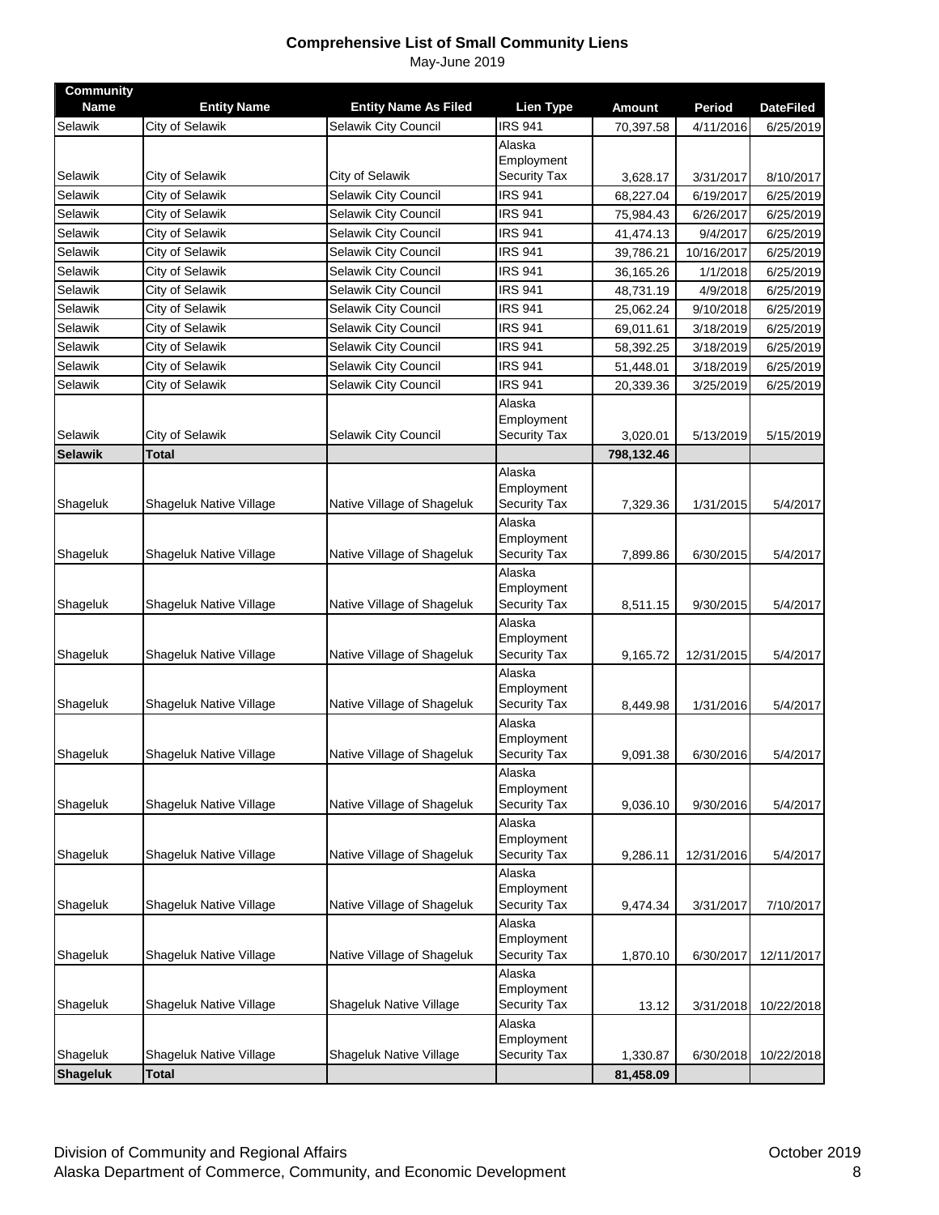# Comprehensive List of Small Community Liens

May-June 2019

| Community Name | Entity Name | Entity Name As Filed | Lien Type | Amount | Period | DateFiled |
|---|---|---|---|---|---|---|
| Selawik | City of Selawik | Selawik City Council | IRS 941 | 70,397.58 | 4/11/2016 | 6/25/2019 |
| Selawik | City of Selawik | City of Selawik | Alaska Employment Security Tax | 3,628.17 | 3/31/2017 | 8/10/2017 |
| Selawik | City of Selawik | Selawik City Council | IRS 941 | 68,227.04 | 6/19/2017 | 6/25/2019 |
| Selawik | City of Selawik | Selawik City Council | IRS 941 | 75,984.43 | 6/26/2017 | 6/25/2019 |
| Selawik | City of Selawik | Selawik City Council | IRS 941 | 41,474.13 | 9/4/2017 | 6/25/2019 |
| Selawik | City of Selawik | Selawik City Council | IRS 941 | 39,786.21 | 10/16/2017 | 6/25/2019 |
| Selawik | City of Selawik | Selawik City Council | IRS 941 | 36,165.26 | 1/1/2018 | 6/25/2019 |
| Selawik | City of Selawik | Selawik City Council | IRS 941 | 48,731.19 | 4/9/2018 | 6/25/2019 |
| Selawik | City of Selawik | Selawik City Council | IRS 941 | 25,062.24 | 9/10/2018 | 6/25/2019 |
| Selawik | City of Selawik | Selawik City Council | IRS 941 | 69,011.61 | 3/18/2019 | 6/25/2019 |
| Selawik | City of Selawik | Selawik City Council | IRS 941 | 58,392.25 | 3/18/2019 | 6/25/2019 |
| Selawik | City of Selawik | Selawik City Council | IRS 941 | 51,448.01 | 3/18/2019 | 6/25/2019 |
| Selawik | City of Selawik | Selawik City Council | IRS 941 | 20,339.36 | 3/25/2019 | 6/25/2019 |
| Selawik | City of Selawik | Selawik City Council | Alaska Employment Security Tax | 3,020.01 | 5/13/2019 | 5/15/2019 |
| **Selawik** | **Total** | | | **798,132.46** | | |
| Shageluk | Shageluk Native Village | Native Village of Shageluk | Alaska Employment Security Tax | 7,329.36 | 1/31/2015 | 5/4/2017 |
| Shageluk | Shageluk Native Village | Native Village of Shageluk | Alaska Employment Security Tax | 7,899.86 | 6/30/2015 | 5/4/2017 |
| Shageluk | Shageluk Native Village | Native Village of Shageluk | Alaska Employment Security Tax | 8,511.15 | 9/30/2015 | 5/4/2017 |
| Shageluk | Shageluk Native Village | Native Village of Shageluk | Alaska Employment Security Tax | 9,165.72 | 12/31/2015 | 5/4/2017 |
| Shageluk | Shageluk Native Village | Native Village of Shageluk | Alaska Employment Security Tax | 8,449.98 | 1/31/2016 | 5/4/2017 |
| Shageluk | Shageluk Native Village | Native Village of Shageluk | Alaska Employment Security Tax | 9,091.38 | 6/30/2016 | 5/4/2017 |
| Shageluk | Shageluk Native Village | Native Village of Shageluk | Alaska Employment Security Tax | 9,036.10 | 9/30/2016 | 5/4/2017 |
| Shageluk | Shageluk Native Village | Native Village of Shageluk | Alaska Employment Security Tax | 9,286.11 | 12/31/2016 | 5/4/2017 |
| Shageluk | Shageluk Native Village | Native Village of Shageluk | Alaska Employment Security Tax | 9,474.34 | 3/31/2017 | 7/10/2017 |
| Shageluk | Shageluk Native Village | Native Village of Shageluk | Alaska Employment Security Tax | 1,870.10 | 6/30/2017 | 12/11/2017 |
| Shageluk | Shageluk Native Village | Shageluk Native Village | Alaska Employment Security Tax | 13.12 | 3/31/2018 | 10/22/2018 |
| Shageluk | Shageluk Native Village | Shageluk Native Village | Alaska Employment Security Tax | 1,330.87 | 6/30/2018 | 10/22/2018 |
| **Shageluk** | **Total** | | | **81,458.09** | | |

Division of Community and Regional Affairs
Alaska Department of Commerce, Community, and Economic Development

October 2019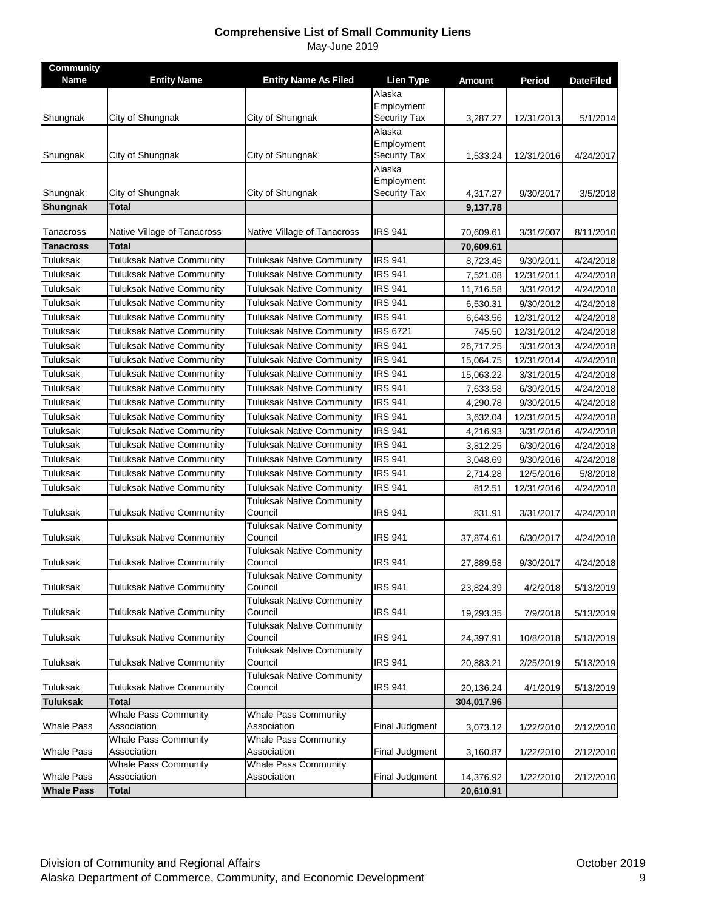## Comprehensive List of Small Community Liens

May-June 2019

| Community Name | Entity Name | Entity Name As Filed | Lien Type | Amount | Period | DateFiled |
|---|---|---|---|---|---|---|
| Shungnak | City of Shungnak | City of Shungnak | Alaska Employment Security Tax | 3,287.27 | 12/31/2013 | 5/1/2014 |
| Shungnak | City of Shungnak | City of Shungnak | Alaska Employment Security Tax | 1,533.24 | 12/31/2016 | 4/24/2017 |
| Shungnak | City of Shungnak | City of Shungnak | Alaska Employment Security Tax | 4,317.27 | 9/30/2017 | 3/5/2018 |
| **Shungnak** | **Total** | | | **9,137.78** | | |
| Tanacross | Native Village of Tanacross | Native Village of Tanacross | IRS 941 | 70,609.61 | 3/31/2007 | 8/11/2010 |
| **Tanacross** | **Total** | | | **70,609.61** | | |
| Tuluksak | Tuluksak Native Community | Tuluksak Native Community | IRS 941 | 8,723.45 | 9/30/2011 | 4/24/2018 |
| Tuluksak | Tuluksak Native Community | Tuluksak Native Community | IRS 941 | 7,521.08 | 12/31/2011 | 4/24/2018 |
| Tuluksak | Tuluksak Native Community | Tuluksak Native Community | IRS 941 | 11,716.58 | 3/31/2012 | 4/24/2018 |
| Tuluksak | Tuluksak Native Community | Tuluksak Native Community | IRS 941 | 6,530.31 | 9/30/2012 | 4/24/2018 |
| Tuluksak | Tuluksak Native Community | Tuluksak Native Community | IRS 941 | 6,643.56 | 12/31/2012 | 4/24/2018 |
| Tuluksak | Tuluksak Native Community | Tuluksak Native Community | IRS 6721 | 745.50 | 12/31/2012 | 4/24/2018 |
| Tuluksak | Tuluksak Native Community | Tuluksak Native Community | IRS 941 | 26,717.25 | 3/31/2013 | 4/24/2018 |
| Tuluksak | Tuluksak Native Community | Tuluksak Native Community | IRS 941 | 15,064.75 | 12/31/2014 | 4/24/2018 |
| Tuluksak | Tuluksak Native Community | Tuluksak Native Community | IRS 941 | 15,063.22 | 3/31/2015 | 4/24/2018 |
| Tuluksak | Tuluksak Native Community | Tuluksak Native Community | IRS 941 | 7,633.58 | 6/30/2015 | 4/24/2018 |
| Tuluksak | Tuluksak Native Community | Tuluksak Native Community | IRS 941 | 4,290.78 | 9/30/2015 | 4/24/2018 |
| Tuluksak | Tuluksak Native Community | Tuluksak Native Community | IRS 941 | 3,632.04 | 12/31/2015 | 4/24/2018 |
| Tuluksak | Tuluksak Native Community | Tuluksak Native Community | IRS 941 | 4,216.93 | 3/31/2016 | 4/24/2018 |
| Tuluksak | Tuluksak Native Community | Tuluksak Native Community | IRS 941 | 3,812.25 | 6/30/2016 | 4/24/2018 |
| Tuluksak | Tuluksak Native Community | Tuluksak Native Community | IRS 941 | 3,048.69 | 9/30/2016 | 4/24/2018 |
| Tuluksak | Tuluksak Native Community | Tuluksak Native Community | IRS 941 | 2,714.28 | 12/5/2016 | 5/8/2018 |
| Tuluksak | Tuluksak Native Community | Tuluksak Native Community | IRS 941 | 812.51 | 12/31/2016 | 4/24/2018 |
| Tuluksak | Tuluksak Native Community | Tuluksak Native Community Council | IRS 941 | 831.91 | 3/31/2017 | 4/24/2018 |
| Tuluksak | Tuluksak Native Community | Tuluksak Native Community Council | IRS 941 | 37,874.61 | 6/30/2017 | 4/24/2018 |
| Tuluksak | Tuluksak Native Community | Tuluksak Native Community Council | IRS 941 | 27,889.58 | 9/30/2017 | 4/24/2018 |
| Tuluksak | Tuluksak Native Community | Tuluksak Native Community Council | IRS 941 | 23,824.39 | 4/2/2018 | 5/13/2019 |
| Tuluksak | Tuluksak Native Community | Tuluksak Native Community Council | IRS 941 | 19,293.35 | 7/9/2018 | 5/13/2019 |
| Tuluksak | Tuluksak Native Community | Tuluksak Native Community Council | IRS 941 | 24,397.91 | 10/8/2018 | 5/13/2019 |
| Tuluksak | Tuluksak Native Community | Tuluksak Native Community Council | IRS 941 | 20,883.21 | 2/25/2019 | 5/13/2019 |
| Tuluksak | Tuluksak Native Community | Tuluksak Native Community Council | IRS 941 | 20,136.24 | 4/1/2019 | 5/13/2019 |
| **Tuluksak** | **Total** | | | **304,017.96** | | |
| Whale Pass | Whale Pass Community Association | Whale Pass Community Association | Final Judgment | 3,073.12 | 1/22/2010 | 2/12/2010 |
| Whale Pass | Whale Pass Community Association | Whale Pass Community Association | Final Judgment | 3,160.87 | 1/22/2010 | 2/12/2010 |
| Whale Pass | Whale Pass Community Association | Whale Pass Community Association | Final Judgment | 14,376.92 | 1/22/2010 | 2/12/2010 |
| **Whale Pass** | **Total** | | | **20,610.91** | | |

Division of Community and Regional Affairs
Alaska Department of Commerce, Community, and Economic Development

October 2019